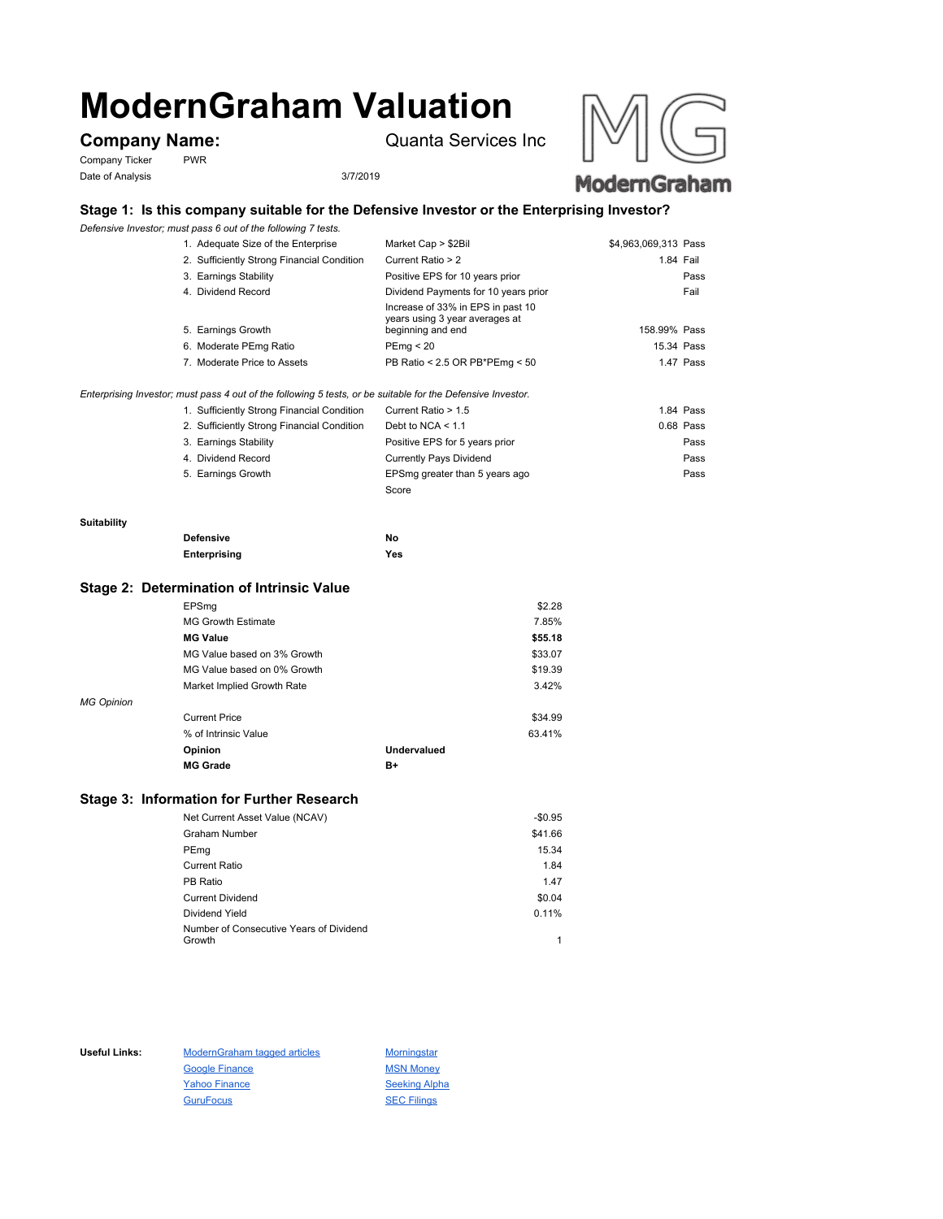# ModernGraham Valuation

## Company Name: Quanta Services Inc

Company Ticker: PWR

Date of Analysis: 3/7/2019

### Stage 1: Is this company suitable for the Defensive Investor or the Enterprising Investor?

*Defensive Investor; must pass 6 out of the following 7 tests.*

| Test | Criteria | Value | Result |
|---|---|---|---|
| 1. Adequate Size of the Enterprise | Market Cap > $2Bil | $4,963,069,313 | Pass |
| 2. Sufficiently Strong Financial Condition | Current Ratio > 2 | 1.84 | Fail |
| 3. Earnings Stability | Positive EPS for 10 years prior | | Pass |
| 4. Dividend Record | Dividend Payments for 10 years prior | | Fail |
| 5. Earnings Growth | Increase of 33% in EPS in past 10 years using 3 year averages at beginning and end | 158.99% | Pass |
| 6. Moderate PEmg Ratio | PEmg < 20 | 15.34 | Pass |
| 7. Moderate Price to Assets | PB Ratio < 2.5 OR PB*PEmg < 50 | 1.47 | Pass |

*Enterprising Investor; must pass 4 out of the following 5 tests, or be suitable for the Defensive Investor.*

| Test | Criteria | Value | Result |
|---|---|---|---|
| 1. Sufficiently Strong Financial Condition | Current Ratio > 1.5 | 1.84 | Pass |
| 2. Sufficiently Strong Financial Condition | Debt to NCA < 1.1 | 0.68 | Pass |
| 3. Earnings Stability | Positive EPS for 5 years prior | | Pass |
| 4. Dividend Record | Currently Pays Dividend | | Pass |
| 5. Earnings Growth | EPSmg greater than 5 years ago | | Pass |
| | Score | | |

**Suitability**

| | |
|---|---|
| **Defensive** | **No** |
| **Enterprising** | **Yes** |

### Stage 2: Determination of Intrinsic Value

| | |
|---|---|
| EPSmg | $2.28 |
| MG Growth Estimate | 7.85% |
| **MG Value** | **$55.18** |
| MG Value based on 3% Growth | $33.07 |
| MG Value based on 0% Growth | $19.39 |
| Market Implied Growth Rate | 3.42% |

*MG Opinion*

| | |
|---|---|
| Current Price | $34.99 |
| % of Intrinsic Value | 63.41% |
| **Opinion** | **Undervalued** |
| **MG Grade** | **B+** |

### Stage 3: Information for Further Research

| | |
|---|---|
| Net Current Asset Value (NCAV) | -$0.95 |
| Graham Number | $41.66 |
| PEmg | 15.34 |
| Current Ratio | 1.84 |
| PB Ratio | 1.47 |
| Current Dividend | $0.04 |
| Dividend Yield | 0.11% |
| Number of Consecutive Years of Dividend Growth | 1 |

**Useful Links:**

- ModernGraham tagged articles
- Morningstar
- Google Finance
- MSN Money
- Yahoo Finance
- Seeking Alpha
- GuruFocus
- SEC Filings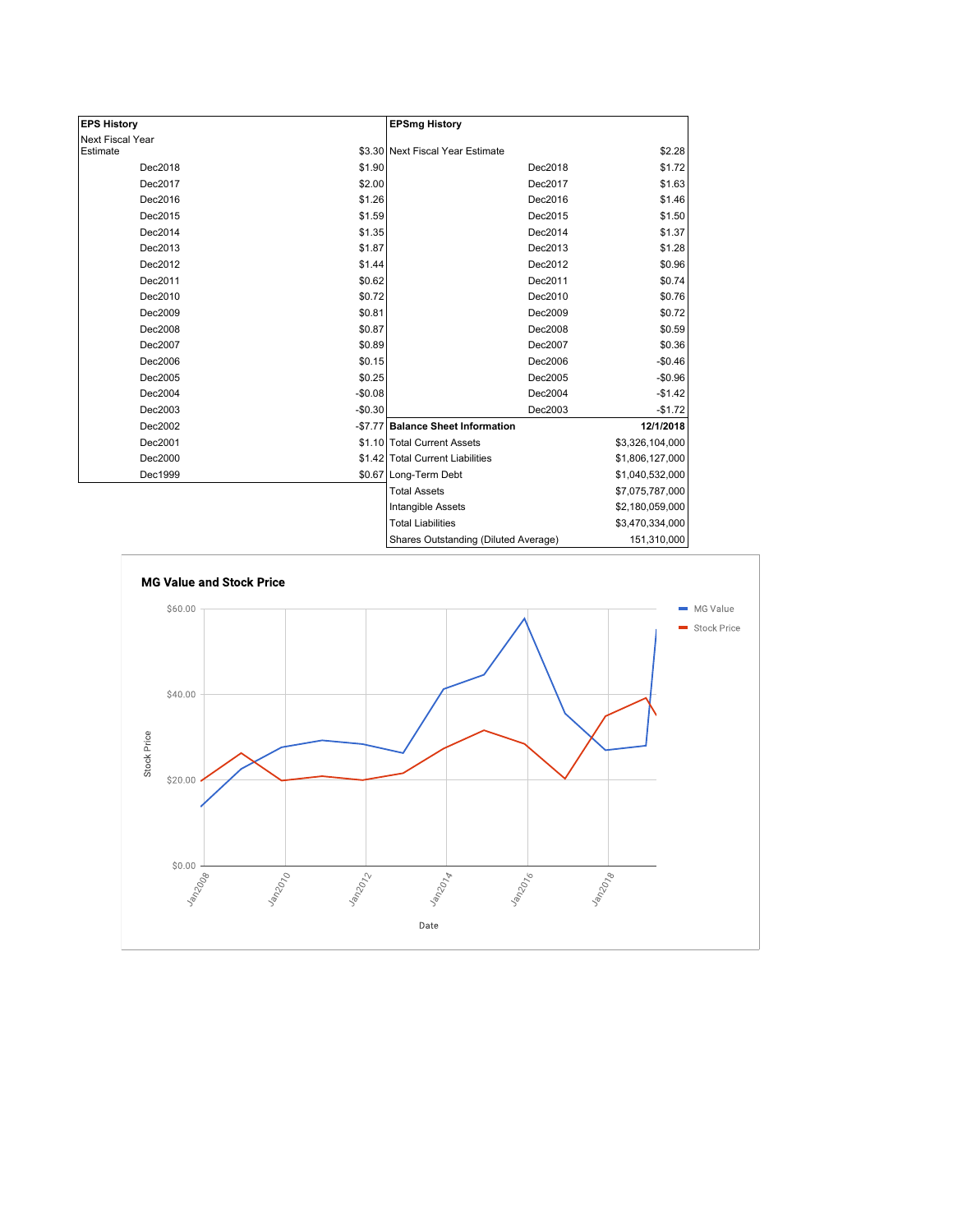| EPS History | |
|---|---|
| Next Fiscal Year Estimate | $3.30 |
| Dec2018 | $1.90 |
| Dec2017 | $2.00 |
| Dec2016 | $1.26 |
| Dec2015 | $1.59 |
| Dec2014 | $1.35 |
| Dec2013 | $1.87 |
| Dec2012 | $1.44 |
| Dec2011 | $0.62 |
| Dec2010 | $0.72 |
| Dec2009 | $0.81 |
| Dec2008 | $0.87 |
| Dec2007 | $0.89 |
| Dec2006 | $0.15 |
| Dec2005 | $0.25 |
| Dec2004 | -$0.08 |
| Dec2003 | -$0.30 |
| Dec2002 | -$7.77 |
| Dec2001 | $1.10 |
| Dec2000 | $1.42 |
| Dec1999 | $0.67 |

| EPSmg History | |
|---|---|
| Next Fiscal Year Estimate | $2.28 |
| Dec2018 | $1.72 |
| Dec2017 | $1.63 |
| Dec2016 | $1.46 |
| Dec2015 | $1.50 |
| Dec2014 | $1.37 |
| Dec2013 | $1.28 |
| Dec2012 | $0.96 |
| Dec2011 | $0.74 |
| Dec2010 | $0.76 |
| Dec2009 | $0.72 |
| Dec2008 | $0.59 |
| Dec2007 | $0.36 |
| Dec2006 | -$0.46 |
| Dec2005 | -$0.96 |
| Dec2004 | -$1.42 |
| Dec2003 | -$1.72 |

| Balance Sheet Information | 12/1/2018 |
|---|---|
| Total Current Assets | $3,326,104,000 |
| Total Current Liabilities | $1,806,127,000 |
| Long-Term Debt | $1,040,532,000 |
| Total Assets | $7,075,787,000 |
| Intangible Assets | $2,180,059,000 |
| Total Liabilities | $3,470,334,000 |
| Shares Outstanding (Diluted Average) | 151,310,000 |

**MG Value and Stock Price**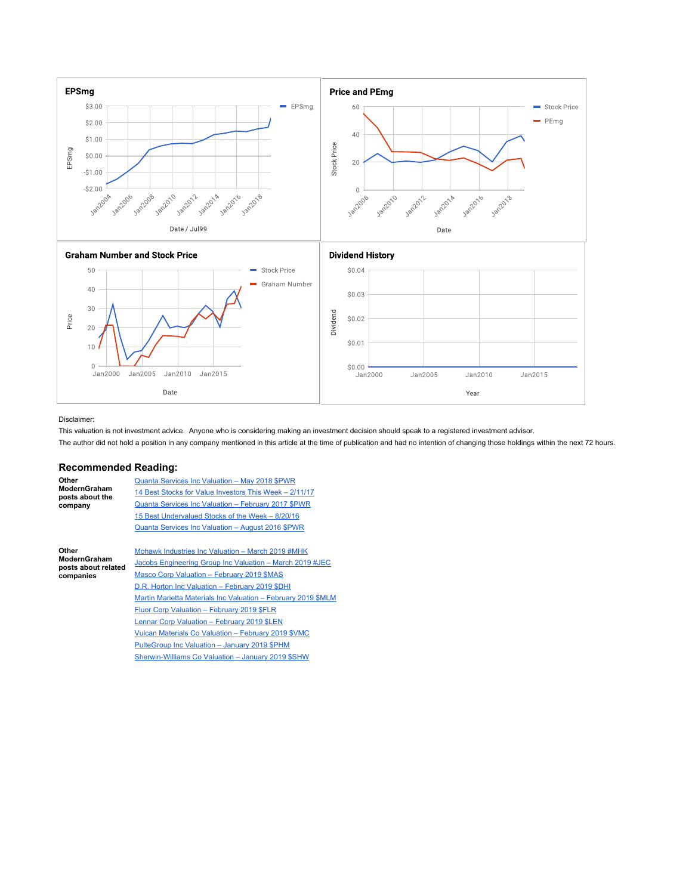## EPSmg

$3.00
$2.00
$1.00
$0.00
-$1.00
-$2.00

EPSmg

Jan2004 Jan2006 Jan2008 Jan2010 Jan2012 Jan2014 Jan2016 Jan2018

Date / Jul99

EPSmg

## Price and PEmg

60
40
20
0

Stock Price

Jan2008 Jan2010 Jan2012 Jan2014 Jan2016 Jan2018

Date

Stock Price
PEmg

## Graham Number and Stock Price

50
40
30
20
10
0

Price

Jan2000 Jan2005 Jan2010 Jan2015

Date

Stock Price
Graham Number

## Dividend History

$0.04
$0.03
$0.02
$0.01
$0.00

Dividend

Jan2000 Jan2005 Jan2010 Jan2015

Year

Disclaimer:

This valuation is not investment advice. Anyone who is considering making an investment decision should speak to a registered investment advisor.

The author did not hold a position in any company mentioned in this article at the time of publication and had no intention of changing those holdings within the next 72 hours.

## Recommended Reading:

**Other ModernGraham posts about the company**

- Quanta Services Inc Valuation – May 2018 $PWR
- 14 Best Stocks for Value Investors This Week – 2/11/17
- Quanta Services Inc Valuation – February 2017 $PWR
- 15 Best Undervalued Stocks of the Week – 8/20/16
- Quanta Services Inc Valuation – August 2016 $PWR

**Other ModernGraham posts about related companies**

- Mohawk Industries Inc Valuation – March 2019 #MHK
- Jacobs Engineering Group Inc Valuation – March 2019 #JEC
- Masco Corp Valuation – February 2019 $MAS
- D.R. Horton Inc Valuation – February 2019 $DHI
- Martin Marietta Materials Inc Valuation – February 2019 $MLM
- Fluor Corp Valuation – February 2019 $FLR
- Lennar Corp Valuation – February 2019 $LEN
- Vulcan Materials Co Valuation – February 2019 $VMC
- PulteGroup Inc Valuation – January 2019 $PHM
- Sherwin-Williams Co Valuation – January 2019 $SHW